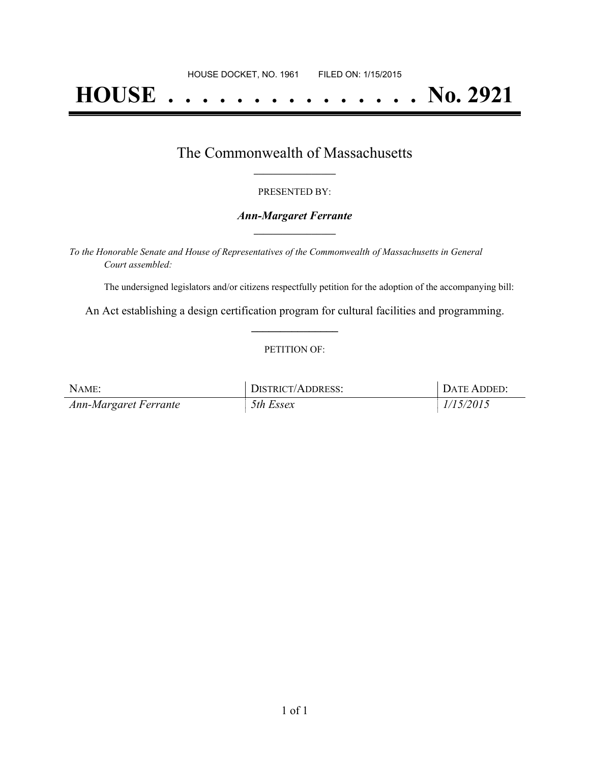HOUSE DOCKET, NO. 1961 FILED ON: 1/15/2015

# HOUSE . . . . . . . . . . . . . . . No. 2921

## The Commonwealth of Massachusetts

PRESENTED BY:

***Ann-Margaret Ferrante***

*To the Honorable Senate and House of Representatives of the Commonwealth of Massachusetts in General Court assembled:*

The undersigned legislators and/or citizens respectfully petition for the adoption of the accompanying bill:

An Act establishing a design certification program for cultural facilities and programming.

PETITION OF:

| NAME: | DISTRICT/ADDRESS: | DATE ADDED: |
|---|---|---|
| *Ann-Margaret Ferrante* | *5th Essex* | *1/15/2015* |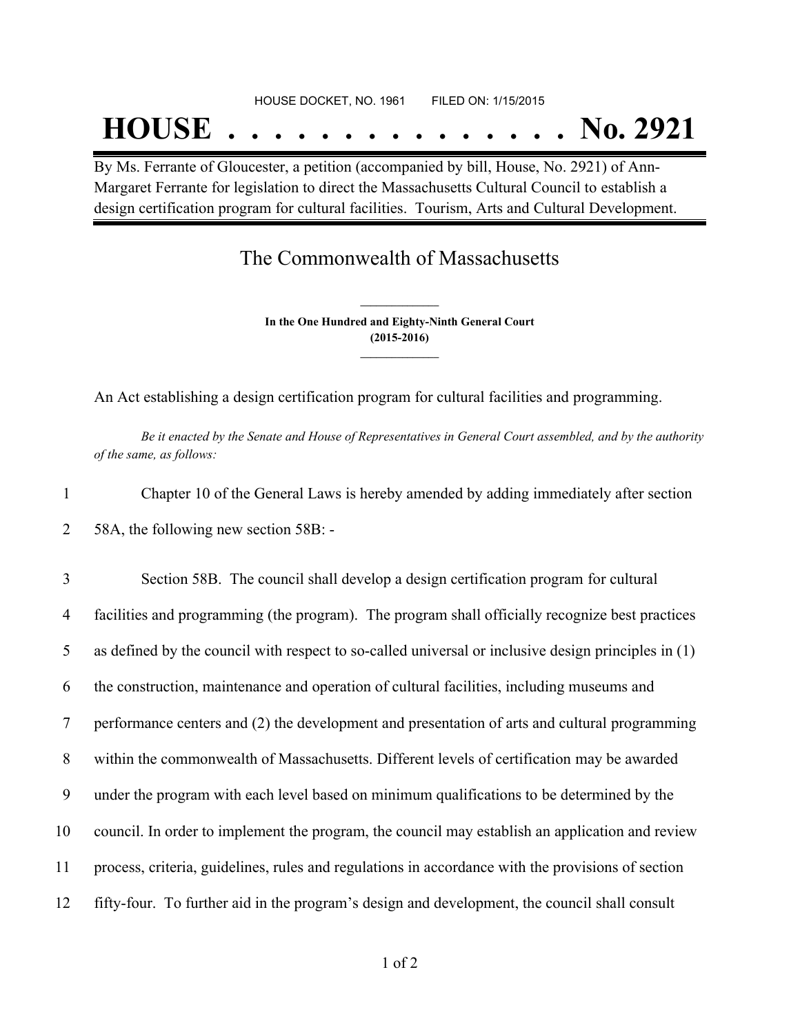HOUSE DOCKET, NO. 1961 FILED ON: 1/15/2015

# HOUSE . . . . . . . . . . . . . . . No. 2921

By Ms. Ferrante of Gloucester, a petition (accompanied by bill, House, No. 2921) of Ann-Margaret Ferrante for legislation to direct the Massachusetts Cultural Council to establish a design certification program for cultural facilities. Tourism, Arts and Cultural Development.

## The Commonwealth of Massachusetts

**In the One Hundred and Eighty-Ninth General Court**
**(2015-2016)**

An Act establishing a design certification program for cultural facilities and programming.

*Be it enacted by the Senate and House of Representatives in General Court assembled, and by the authority of the same, as follows:*

1 Chapter 10 of the General Laws is hereby amended by adding immediately after section
2 58A, the following new section 58B: -

3 Section 58B. The council shall develop a design certification program for cultural
4 facilities and programming (the program). The program shall officially recognize best practices
5 as defined by the council with respect to so-called universal or inclusive design principles in (1)
6 the construction, maintenance and operation of cultural facilities, including museums and
7 performance centers and (2) the development and presentation of arts and cultural programming
8 within the commonwealth of Massachusetts. Different levels of certification may be awarded
9 under the program with each level based on minimum qualifications to be determined by the
10 council. In order to implement the program, the council may establish an application and review
11 process, criteria, guidelines, rules and regulations in accordance with the provisions of section
12 fifty-four. To further aid in the program's design and development, the council shall consult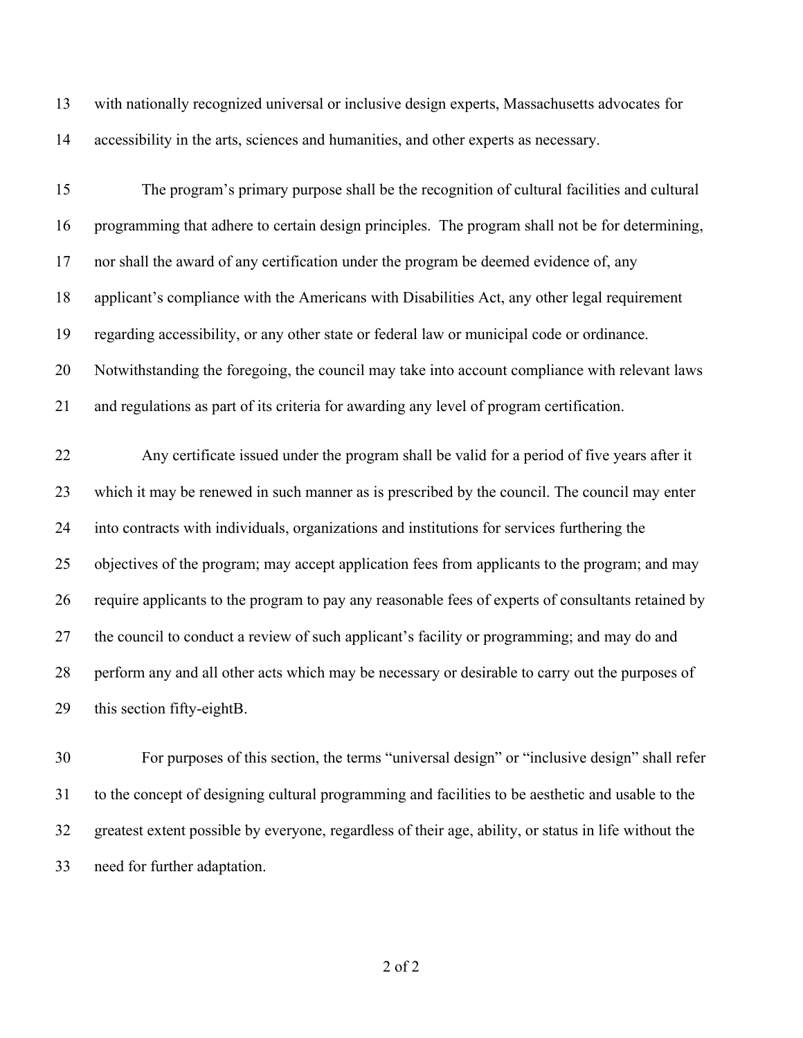with nationally recognized universal or inclusive design experts, Massachusetts advocates for accessibility in the arts, sciences and humanities, and other experts as necessary.

The program's primary purpose shall be the recognition of cultural facilities and cultural programming that adhere to certain design principles. The program shall not be for determining, nor shall the award of any certification under the program be deemed evidence of, any applicant's compliance with the Americans with Disabilities Act, any other legal requirement regarding accessibility, or any other state or federal law or municipal code or ordinance. Notwithstanding the foregoing, the council may take into account compliance with relevant laws and regulations as part of its criteria for awarding any level of program certification.

Any certificate issued under the program shall be valid for a period of five years after it which it may be renewed in such manner as is prescribed by the council. The council may enter into contracts with individuals, organizations and institutions for services furthering the objectives of the program; may accept application fees from applicants to the program; and may require applicants to the program to pay any reasonable fees of experts of consultants retained by the council to conduct a review of such applicant's facility or programming; and may do and perform any and all other acts which may be necessary or desirable to carry out the purposes of this section fifty-eightB.

For purposes of this section, the terms "universal design" or "inclusive design" shall refer to the concept of designing cultural programming and facilities to be aesthetic and usable to the greatest extent possible by everyone, regardless of their age, ability, or status in life without the need for further adaptation.